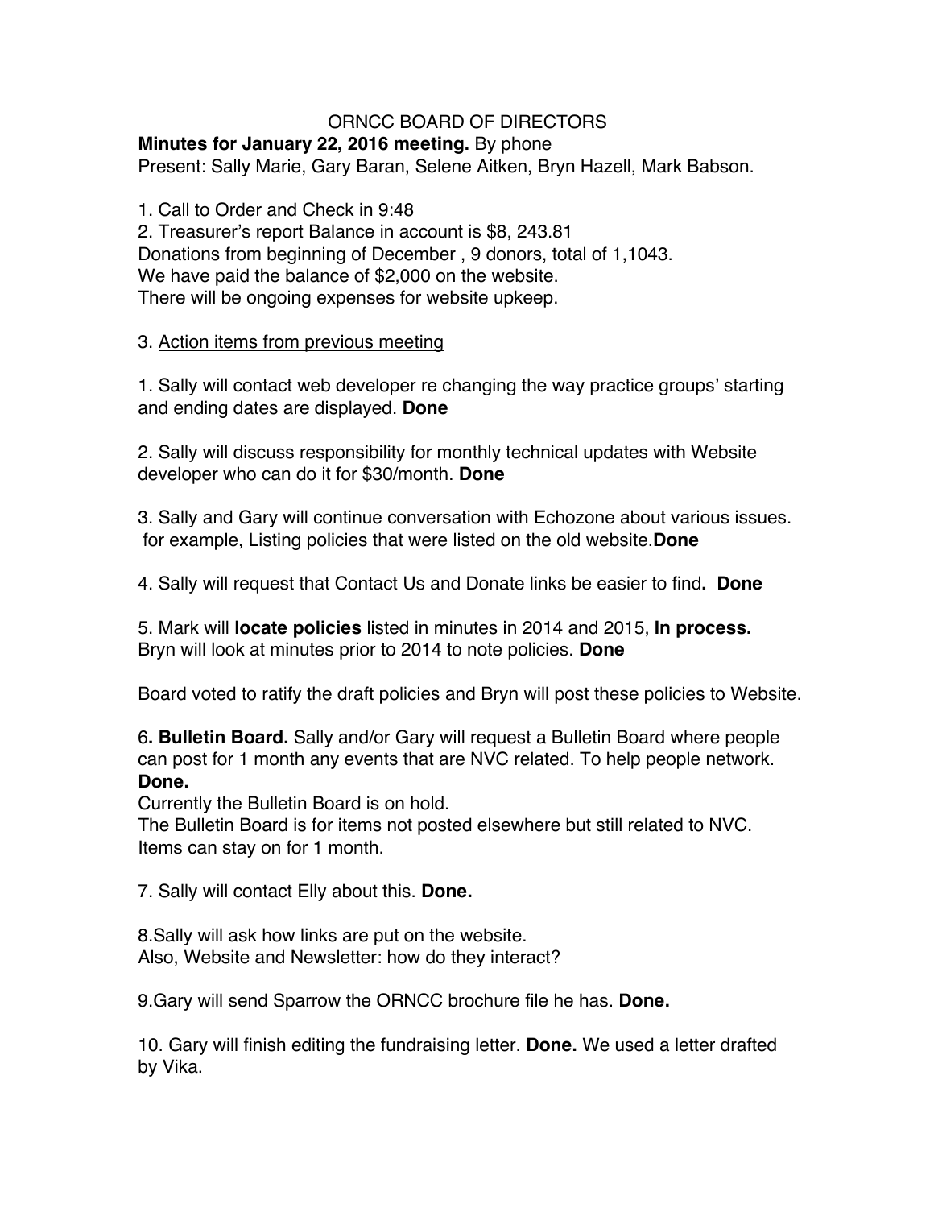ORNCC BOARD OF DIRECTORS

**Minutes for January 22, 2016 meeting.** By phone

Present: Sally Marie, Gary Baran, Selene Aitken, Bryn Hazell, Mark Babson.

1. Call to Order and Check in 9:48
2. Treasurer's report Balance in account is $8, 243.81

Donations from beginning of December , 9 donors, total of 1,1043.
We have paid the balance of $2,000 on the website.
There will be ongoing expenses for website upkeep.

3. <u>Action items from previous meeting</u>

1. Sally will contact web developer re changing the way practice groups' starting and ending dates are displayed. **Done**

2. Sally will discuss responsibility for monthly technical updates with Website developer who can do it for $30/month. **Done**

3. Sally and Gary will continue conversation with Echozone about various issues. for example, Listing policies that were listed on the old website.**Done**

4. Sally will request that Contact Us and Donate links be easier to find**. Done**

5. Mark will **locate policies** listed in minutes in 2014 and 2015, **In process.**
Bryn will look at minutes prior to 2014 to note policies. **Done**

Board voted to ratify the draft policies and Bryn will post these policies to Website.

6**. Bulletin Board.** Sally and/or Gary will request a Bulletin Board where people can post for 1 month any events that are NVC related. To help people network. **Done.**

Currently the Bulletin Board is on hold.
The Bulletin Board is for items not posted elsewhere but still related to NVC.
Items can stay on for 1 month.

7. Sally will contact Elly about this. **Done.**

8.Sally will ask how links are put on the website.
Also, Website and Newsletter: how do they interact?

9.Gary will send Sparrow the ORNCC brochure file he has. **Done.**

10. Gary will finish editing the fundraising letter. **Done.** We used a letter drafted by Vika.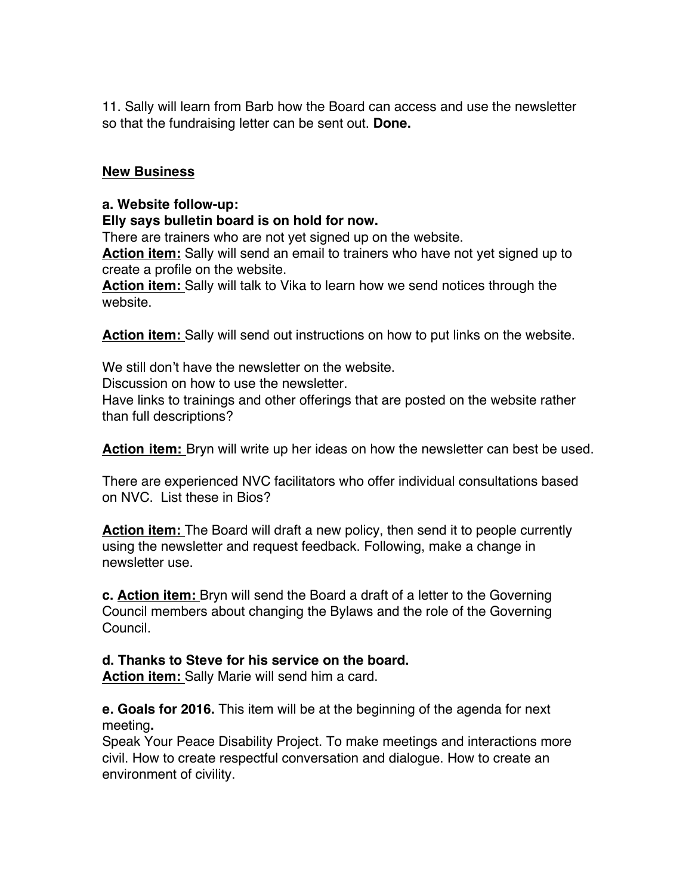11. Sally will learn from Barb how the Board can access and use the newsletter so that the fundraising letter can be sent out. **Done.**

## <u>New Business</u>

**a. Website follow-up:**
**Elly says bulletin board is on hold for now.**
There are trainers who are not yet signed up on the website.
**<u>Action item:</u>** Sally will send an email to trainers who have not yet signed up to create a profile on the website.
**<u>Action item:</u>** Sally will talk to Vika to learn how we send notices through the website.

**<u>Action item:</u>** Sally will send out instructions on how to put links on the website.

We still don't have the newsletter on the website.
Discussion on how to use the newsletter.
Have links to trainings and other offerings that are posted on the website rather than full descriptions?

**<u>Action item:</u>** Bryn will write up her ideas on how the newsletter can best be used.

There are experienced NVC facilitators who offer individual consultations based on NVC. List these in Bios?

**<u>Action item:</u>** The Board will draft a new policy, then send it to people currently using the newsletter and request feedback. Following, make a change in newsletter use.

**c. <u>Action item:</u>** Bryn will send the Board a draft of a letter to the Governing Council members about changing the Bylaws and the role of the Governing Council.

**d. Thanks to Steve for his service on the board.**
**<u>Action item:</u>** Sally Marie will send him a card.

**e. Goals for 2016.** This item will be at the beginning of the agenda for next meeting**.**
Speak Your Peace Disability Project. To make meetings and interactions more civil. How to create respectful conversation and dialogue. How to create an environment of civility.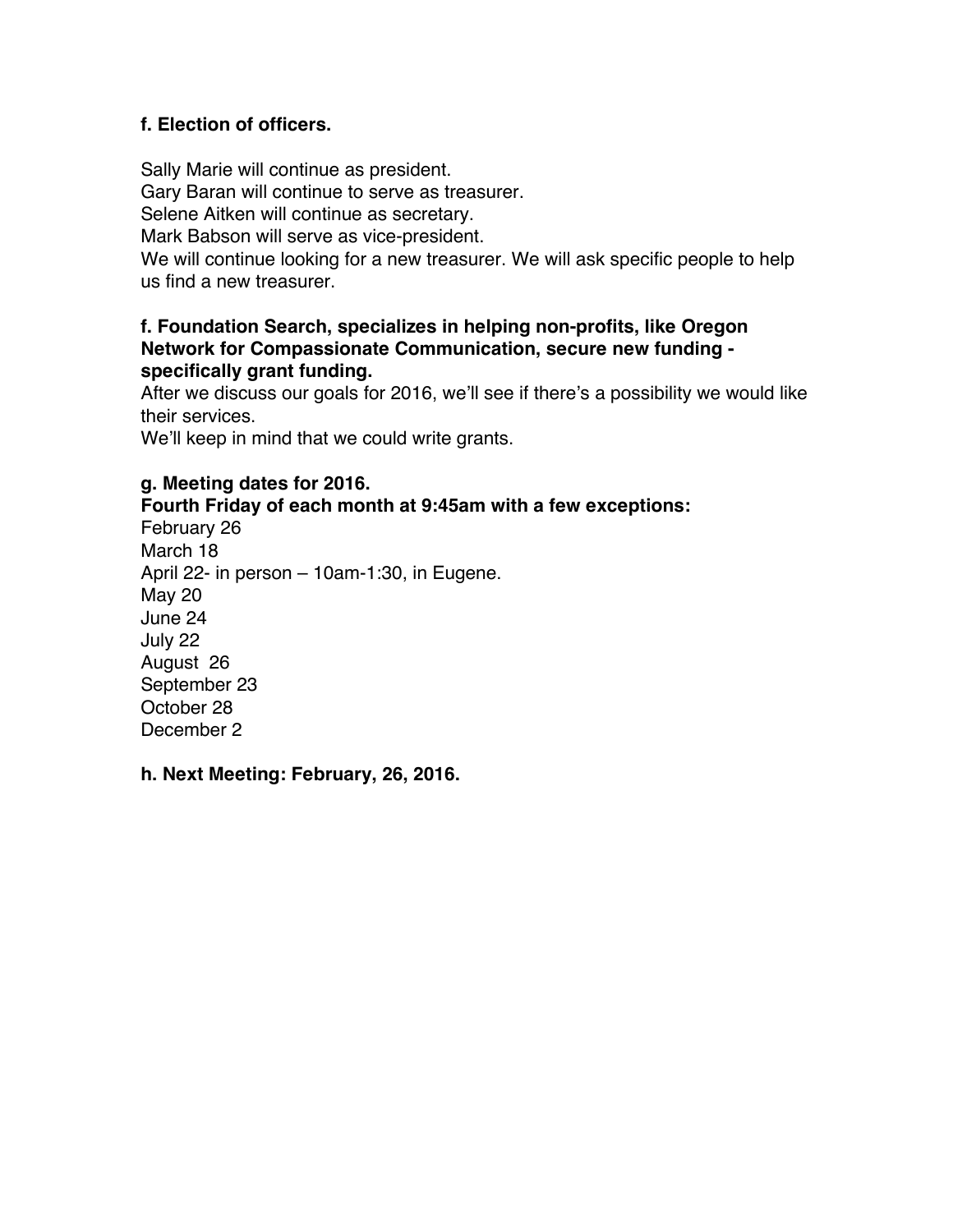**f. Election of officers.**

Sally Marie will continue as president.
Gary Baran will continue to serve as treasurer.
Selene Aitken will continue as secretary.
Mark Babson will serve as vice-president.
We will continue looking for a new treasurer. We will ask specific people to help us find a new treasurer.

**f. Foundation Search, specializes in helping non-profits, like Oregon Network for Compassionate Communication, secure new funding - specifically grant funding.**
After we discuss our goals for 2016, we'll see if there's a possibility we would like their services.
We'll keep in mind that we could write grants.

**g. Meeting dates for 2016.**
**Fourth Friday of each month at 9:45am with a few exceptions:**
February 26
March 18
April 22- in person – 10am-1:30, in Eugene.
May 20
June 24
July 22
August 26
September 23
October 28
December 2

**h. Next Meeting: February, 26, 2016.**